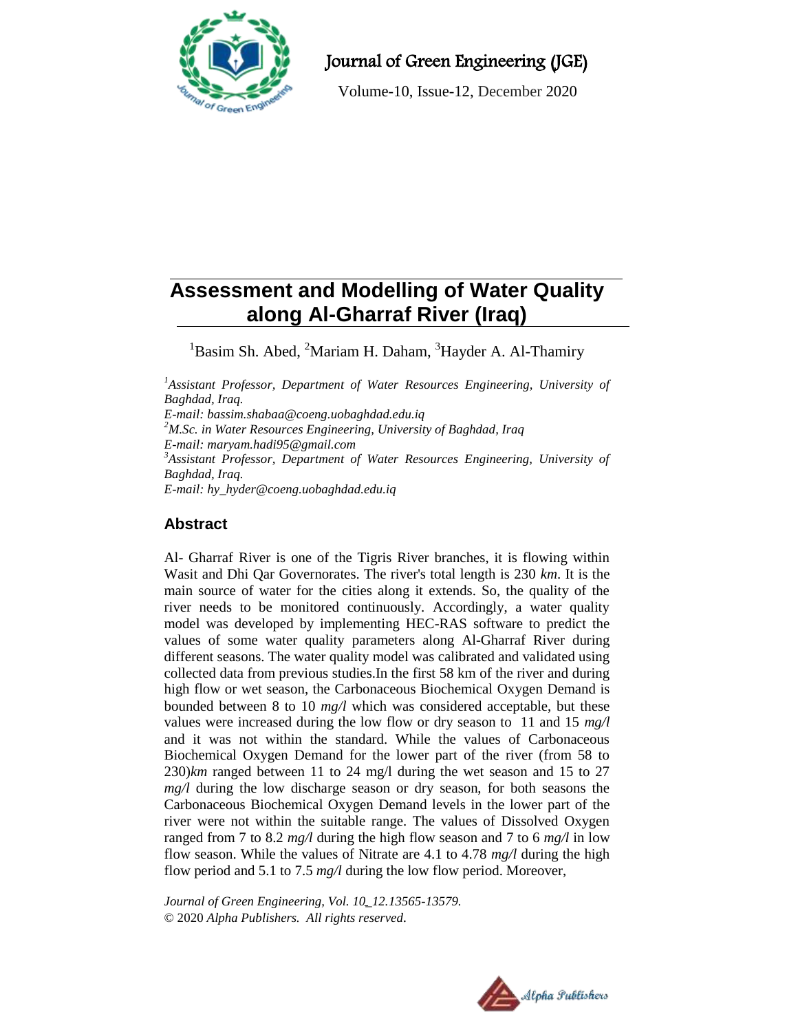# Assessment and Modelling of Water Quality along Al-Gharraf River (Iraq)

[1]Basim Sh. Abed, [2]Mariam H. Daham, [3]Hayder A. Al-Thamiry

*[1]Assistant Professor, Department of Water Resources Engineering, University of Baghdad, Iraq.*
*E-mail: bassim.shabaa@coeng.uobaghdad.edu.iq*
*[2]M.Sc. in Water Resources Engineering, University of Baghdad, Iraq*
*E-mail: maryam.hadi95@gmail.com*
*[3]Assistant Professor, Department of Water Resources Engineering, University of Baghdad, Iraq.*
*E-mail: hy_hyder@coeng.uobaghdad.edu.iq*

## Abstract

Al- Gharraf River is one of the Tigris River branches, it is flowing within Wasit and Dhi Qar Governorates. The river's total length is 230 *km*. It is the main source of water for the cities along it extends. So, the quality of the river needs to be monitored continuously. Accordingly, a water quality model was developed by implementing HEC-RAS software to predict the values of some water quality parameters along Al-Gharraf River during different seasons. The water quality model was calibrated and validated using collected data from previous studies.In the first 58 km of the river and during high flow or wet season, the Carbonaceous Biochemical Oxygen Demand is bounded between 8 to 10 *mg/l* which was considered acceptable, but these values were increased during the low flow or dry season to 11 and 15 *mg/l* and it was not within the standard. While the values of Carbonaceous Biochemical Oxygen Demand for the lower part of the river (from 58 to 230)*km* ranged between 11 to 24 mg/l during the wet season and 15 to 27 *mg/l* during the low discharge season or dry season, for both seasons the Carbonaceous Biochemical Oxygen Demand levels in the lower part of the river were not within the suitable range. The values of Dissolved Oxygen ranged from 7 to 8.2 *mg/l* during the high flow season and 7 to 6 *mg/l* in low flow season. While the values of Nitrate are 4.1 to 4.78 *mg/l* during the high flow period and 5.1 to 7.5 *mg/l* during the low flow period. Moreover,

*Journal of Green Engineering, Vol. 10_12.13565-13579.*
© 2020 *Alpha Publishers. All rights reserved.*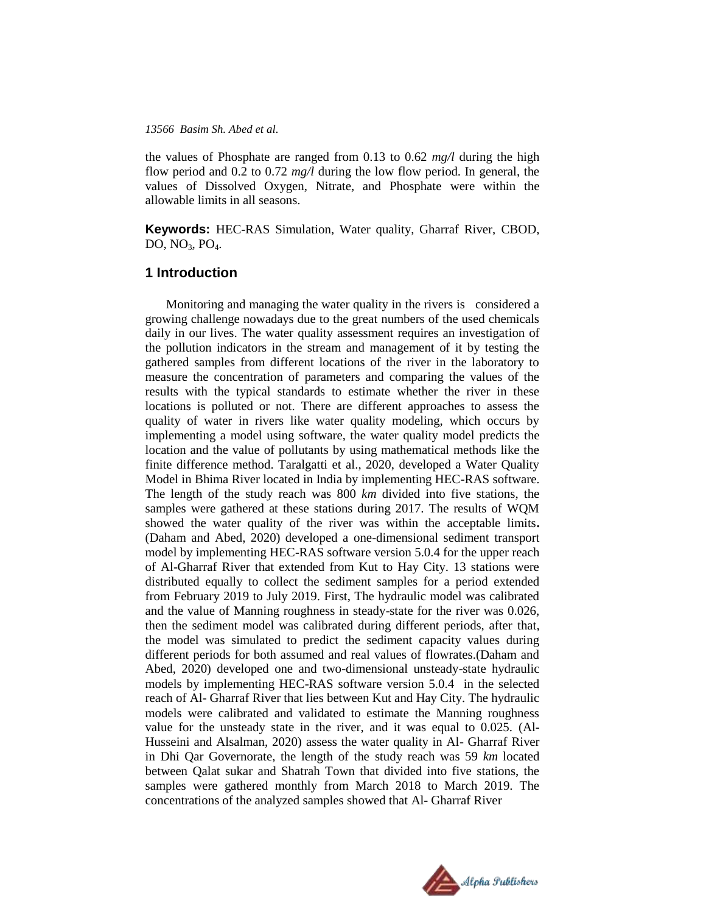the values of Phosphate are ranged from 0.13 to 0.62 *mg/l* during the high flow period and 0.2 to 0.72 *mg/l* during the low flow period. In general, the values of Dissolved Oxygen, Nitrate, and Phosphate were within the allowable limits in all seasons.

**Keywords:** HEC-RAS Simulation, Water quality, Gharraf River, CBOD, DO, $NO_3$, $PO_4$.

## 1 Introduction

Monitoring and managing the water quality in the rivers is considered a growing challenge nowadays due to the great numbers of the used chemicals daily in our lives. The water quality assessment requires an investigation of the pollution indicators in the stream and management of it by testing the gathered samples from different locations of the river in the laboratory to measure the concentration of parameters and comparing the values of the results with the typical standards to estimate whether the river in these locations is polluted or not. There are different approaches to assess the quality of water in rivers like water quality modeling, which occurs by implementing a model using software, the water quality model predicts the location and the value of pollutants by using mathematical methods like the finite difference method. Taralgatti et al., 2020, developed a Water Quality Model in Bhima River located in India by implementing HEC-RAS software. The length of the study reach was 800 *km* divided into five stations, the samples were gathered at these stations during 2017. The results of WQM showed the water quality of the river was within the acceptable limits**.** (Daham and Abed, 2020) developed a one-dimensional sediment transport model by implementing HEC-RAS software version 5.0.4 for the upper reach of Al-Gharraf River that extended from Kut to Hay City. 13 stations were distributed equally to collect the sediment samples for a period extended from February 2019 to July 2019. First, The hydraulic model was calibrated and the value of Manning roughness in steady-state for the river was 0.026, then the sediment model was calibrated during different periods, after that, the model was simulated to predict the sediment capacity values during different periods for both assumed and real values of flowrates.(Daham and Abed, 2020) developed one and two-dimensional unsteady-state hydraulic models by implementing HEC-RAS software version 5.0.4 in the selected reach of Al- Gharraf River that lies between Kut and Hay City. The hydraulic models were calibrated and validated to estimate the Manning roughness value for the unsteady state in the river, and it was equal to 0.025. (Al-Husseini and Alsalman, 2020) assess the water quality in Al- Gharraf River in Dhi Qar Governorate, the length of the study reach was 59 *km* located between Qalat sukar and Shatrah Town that divided into five stations, the samples were gathered monthly from March 2018 to March 2019. The concentrations of the analyzed samples showed that Al- Gharraf River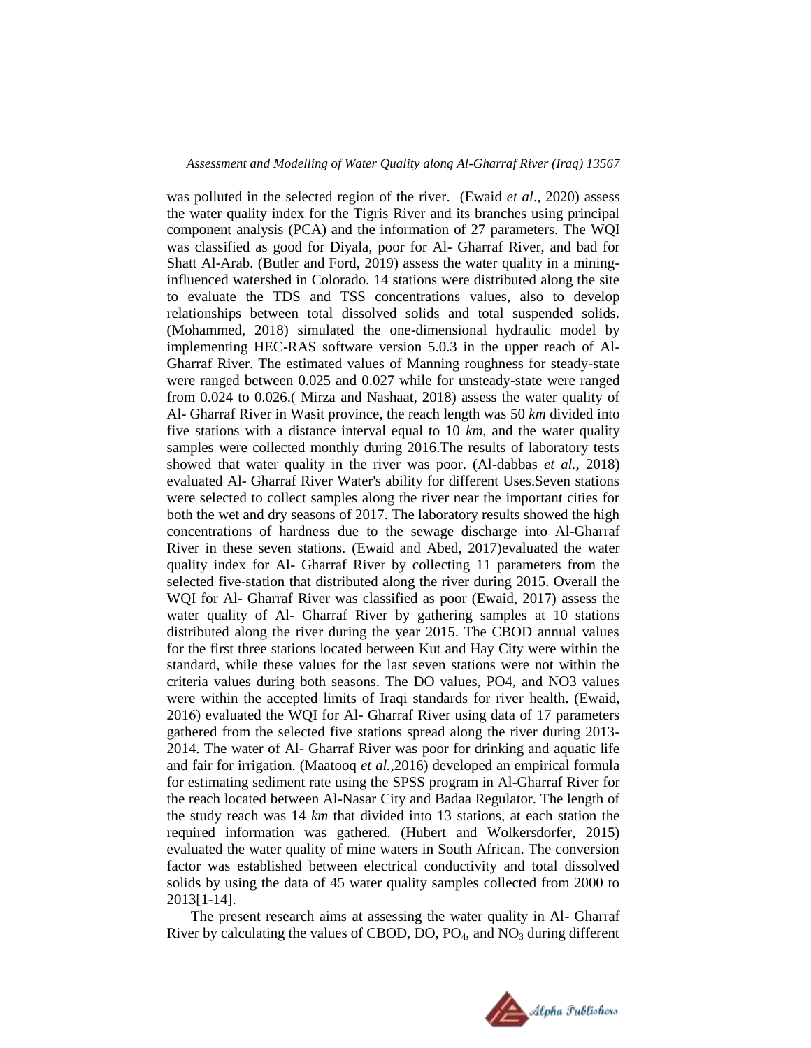was polluted in the selected region of the river. (Ewaid *et al*., 2020) assess the water quality index for the Tigris River and its branches using principal component analysis (PCA) and the information of 27 parameters. The WQI was classified as good for Diyala, poor for Al- Gharraf River, and bad for Shatt Al-Arab. (Butler and Ford, 2019) assess the water quality in a mining-influenced watershed in Colorado. 14 stations were distributed along the site to evaluate the TDS and TSS concentrations values, also to develop relationships between total dissolved solids and total suspended solids. (Mohammed, 2018) simulated the one-dimensional hydraulic model by implementing HEC-RAS software version 5.0.3 in the upper reach of Al-Gharraf River. The estimated values of Manning roughness for steady-state were ranged between 0.025 and 0.027 while for unsteady-state were ranged from 0.024 to 0.026.( Mirza and Nashaat, 2018) assess the water quality of Al- Gharraf River in Wasit province, the reach length was 50 *km* divided into five stations with a distance interval equal to 10 *km*, and the water quality samples were collected monthly during 2016.The results of laboratory tests showed that water quality in the river was poor. (Al-dabbas *et al.*, 2018) evaluated Al- Gharraf River Water's ability for different Uses.Seven stations were selected to collect samples along the river near the important cities for both the wet and dry seasons of 2017. The laboratory results showed the high concentrations of hardness due to the sewage discharge into Al-Gharraf River in these seven stations. (Ewaid and Abed, 2017)evaluated the water quality index for Al- Gharraf River by collecting 11 parameters from the selected five-station that distributed along the river during 2015. Overall the WQI for Al- Gharraf River was classified as poor (Ewaid, 2017) assess the water quality of Al- Gharraf River by gathering samples at 10 stations distributed along the river during the year 2015. The CBOD annual values for the first three stations located between Kut and Hay City were within the standard, while these values for the last seven stations were not within the criteria values during both seasons. The DO values, PO4, and NO3 values were within the accepted limits of Iraqi standards for river health. (Ewaid, 2016) evaluated the WQI for Al- Gharraf River using data of 17 parameters gathered from the selected five stations spread along the river during 2013-2014. The water of Al- Gharraf River was poor for drinking and aquatic life and fair for irrigation. (Maatooq *et al.*,2016) developed an empirical formula for estimating sediment rate using the SPSS program in Al-Gharraf River for the reach located between Al-Nasar City and Badaa Regulator. The length of the study reach was 14 *km* that divided into 13 stations, at each station the required information was gathered. (Hubert and Wolkersdorfer, 2015) evaluated the water quality of mine waters in South African. The conversion factor was established between electrical conductivity and total dissolved solids by using the data of 45 water quality samples collected from 2000 to 2013[1-14].

The present research aims at assessing the water quality in Al- Gharraf River by calculating the values of CBOD, DO, $PO_4$, and $NO_3$ during different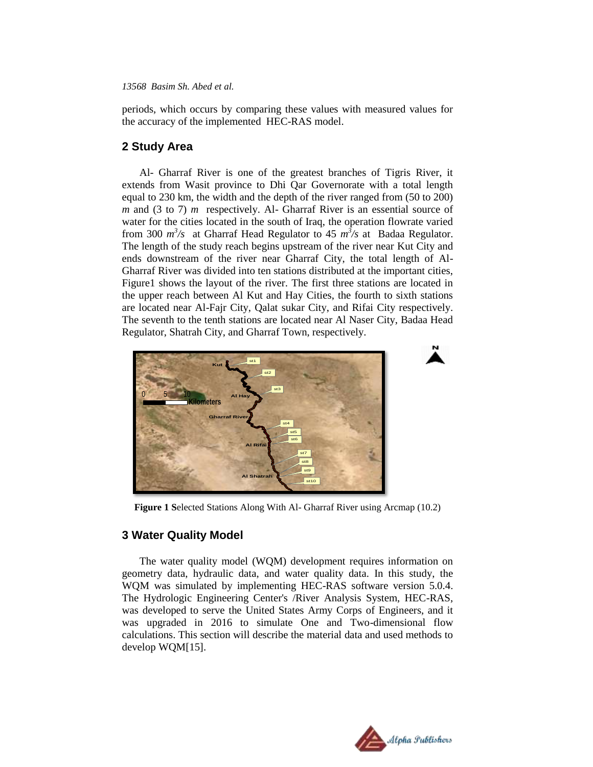periods, which occurs by comparing these values with measured values for the accuracy of the implemented HEC-RAS model.

## 2 Study Area

Al- Gharraf River is one of the greatest branches of Tigris River, it extends from Wasit province to Dhi Qar Governorate with a total length equal to 230 km, the width and the depth of the river ranged from (50 to 200) *m* and (3 to 7) *m* respectively. Al- Gharraf River is an essential source of water for the cities located in the south of Iraq, the operation flowrate varied from 300 $m^3/s$ at Gharraf Head Regulator to 45 $m^3/s$ at Badaa Regulator. The length of the study reach begins upstream of the river near Kut City and ends downstream of the river near Gharraf City, the total length of Al-Gharraf River was divided into ten stations distributed at the important cities, Figure1 shows the layout of the river. The first three stations are located in the upper reach between Al Kut and Hay Cities, the fourth to sixth stations are located near Al-Fajr City, Qalat sukar City, and Rifai City respectively. The seventh to the tenth stations are located near Al Naser City, Badaa Head Regulator, Shatrah City, and Gharraf Town, respectively.

**Figure 1 S**elected Stations Along With Al- Gharraf River using Arcmap (10.2)

## 3 Water Quality Model

The water quality model (WQM) development requires information on geometry data, hydraulic data, and water quality data. In this study, the WQM was simulated by implementing HEC-RAS software version 5.0.4. The Hydrologic Engineering Center's /River Analysis System, HEC-RAS, was developed to serve the United States Army Corps of Engineers, and it was upgraded in 2016 to simulate One and Two-dimensional flow calculations. This section will describe the material data and used methods to develop WQM[15].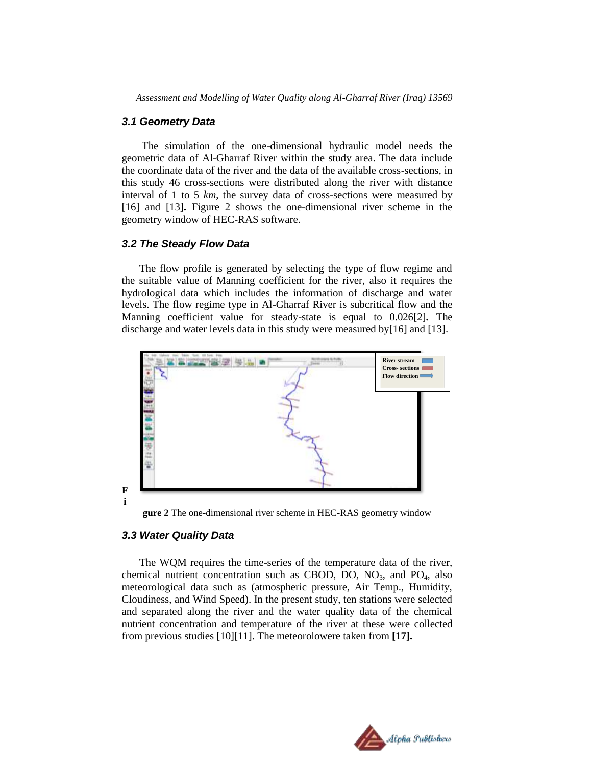### 3.1 Geometry Data

The simulation of the one-dimensional hydraulic model needs the geometric data of Al-Gharraf River within the study area. The data include the coordinate data of the river and the data of the available cross-sections, in this study 46 cross-sections were distributed along the river with distance interval of 1 to 5 *km*, the survey data of cross-sections were measured by [16] and [13]**.** Figure 2 shows the one-dimensional river scheme in the geometry window of HEC-RAS software.

### 3.2 The Steady Flow Data

The flow profile is generated by selecting the type of flow regime and the suitable value of Manning coefficient for the river, also it requires the hydrological data which includes the information of discharge and water levels. The flow regime type in Al-Gharraf River is subcritical flow and the Manning coefficient value for steady-state is equal to 0.026[2]**.** The discharge and water levels data in this study were measured by[16] and [13].

**Figure 2** The one-dimensional river scheme in HEC-RAS geometry window

### 3.3 Water Quality Data

The WQM requires the time-series of the temperature data of the river, chemical nutrient concentration such as CBOD, DO, $NO_3$, and $PO_4$, also meteorological data such as (atmospheric pressure, Air Temp., Humidity, Cloudiness, and Wind Speed). In the present study, ten stations were selected and separated along the river and the water quality data of the chemical nutrient concentration and temperature of the river at these were collected from previous studies [10][11]. The meteorolowere taken from **[17].**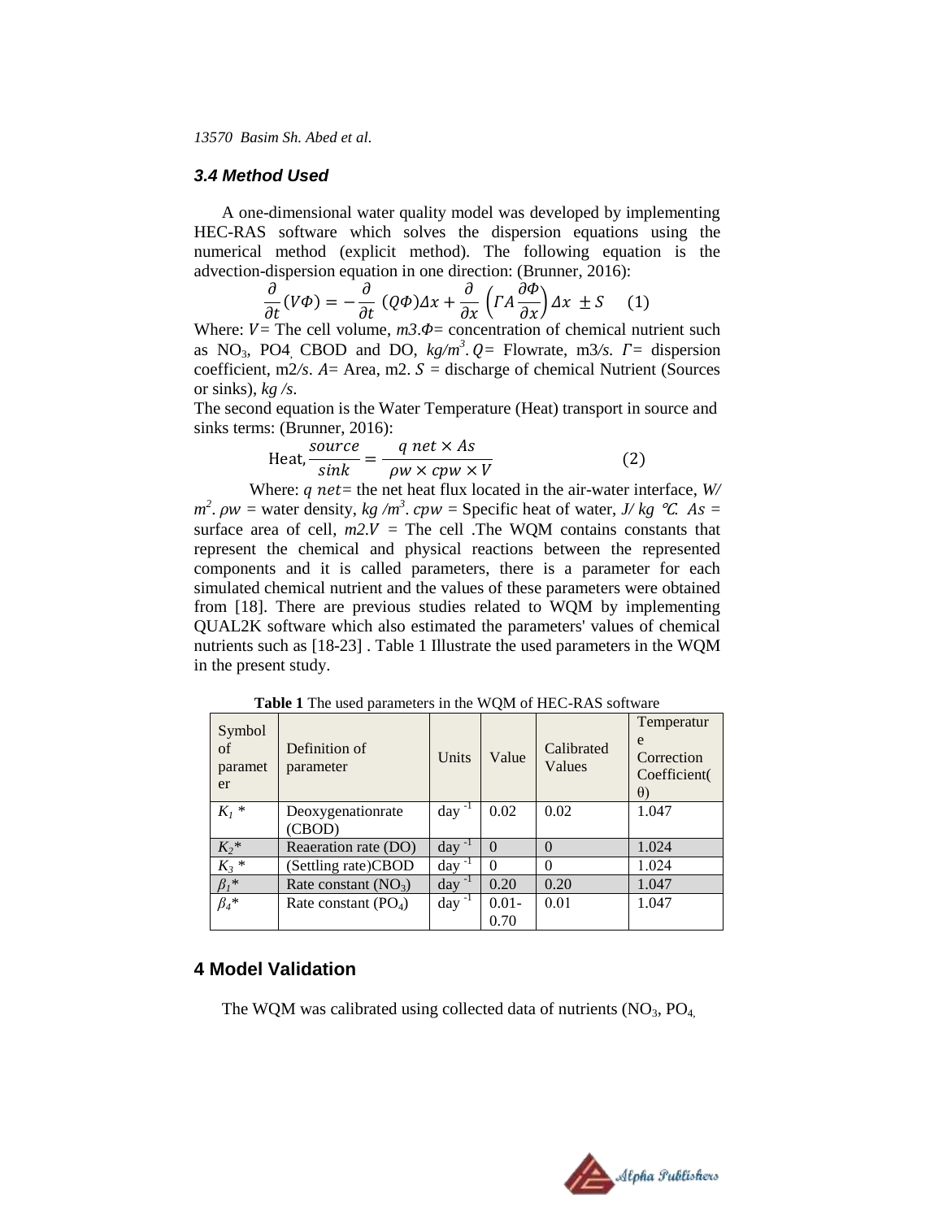### 3.4 Method Used

A one-dimensional water quality model was developed by implementing HEC-RAS software which solves the dispersion equations using the numerical method (explicit method). The following equation is the advection-dispersion equation in one direction: (Brunner, 2016):

$$\frac{\partial}{\partial t}(V\Phi) = -\frac{\partial}{\partial t}(Q\Phi)\Delta x + \frac{\partial}{\partial x}\left(\Gamma A \frac{\partial \Phi}{\partial x}\right)\Delta x \pm S \quad (1)$$

Where: $V$= The cell volume, *m3*.$\Phi$= concentration of chemical nutrient such as $NO_3$, $PO_4$, CBOD and DO, *kg/m*$^3$. $Q$= Flowrate, m3*/s*. $\Gamma$= dispersion coefficient, m2*/s*. $A$= Area, m2. $S$ = discharge of chemical Nutrient (Sources or sinks), *kg /s*.

The second equation is the Water Temperature (Heat) transport in source and sinks terms: (Brunner, 2016):

$$\text{Heat}, \frac{source}{sink} = \frac{q\ net \times As}{\rho w \times cpw \times V} \quad (2)$$

Where: $q\ net$= the net heat flux located in the air-water interface, *W/ m*$^2$. $\rho w$ = water density, *kg /m*$^3$. $cpw$ = Specific heat of water, *J/ kg ℃*. $As$ = surface area of cell, *m2*.$V$ = The cell .The WQM contains constants that represent the chemical and physical reactions between the represented components and it is called parameters, there is a parameter for each simulated chemical nutrient and the values of these parameters were obtained from [18]. There are previous studies related to WQM by implementing QUAL2K software which also estimated the parameters' values of chemical nutrients such as [18-23] . Table 1 Illustrate the used parameters in the WQM in the present study.

**Table 1** The used parameters in the WQM of HEC-RAS software

| Symbol of parameter | Definition of parameter | Units | Value | Calibrated Values | Temperature Correction Coefficient(θ) |
|---|---|---|---|---|---|
| $K_1$ * | Deoxygenationrate (CBOD) | day $^{-1}$ | 0.02 | 0.02 | 1.047 |
| $K_2$* | Reaeration rate (DO) | day $^{-1}$ | 0 | 0 | 1.024 |
| $K_3$ * | (Settling rate)CBOD | day $^{-1}$ | 0 | 0 | 1.024 |
| $\beta_1$* | Rate constant ($NO_3$) | day $^{-1}$ | 0.20 | 0.20 | 1.047 |
| $\beta_4$* | Rate constant ($PO_4$) | day $^{-1}$ | 0.01-0.70 | 0.01 | 1.047 |

## 4 Model Validation

The WQM was calibrated using collected data of nutrients ($NO_3$, $PO_4$,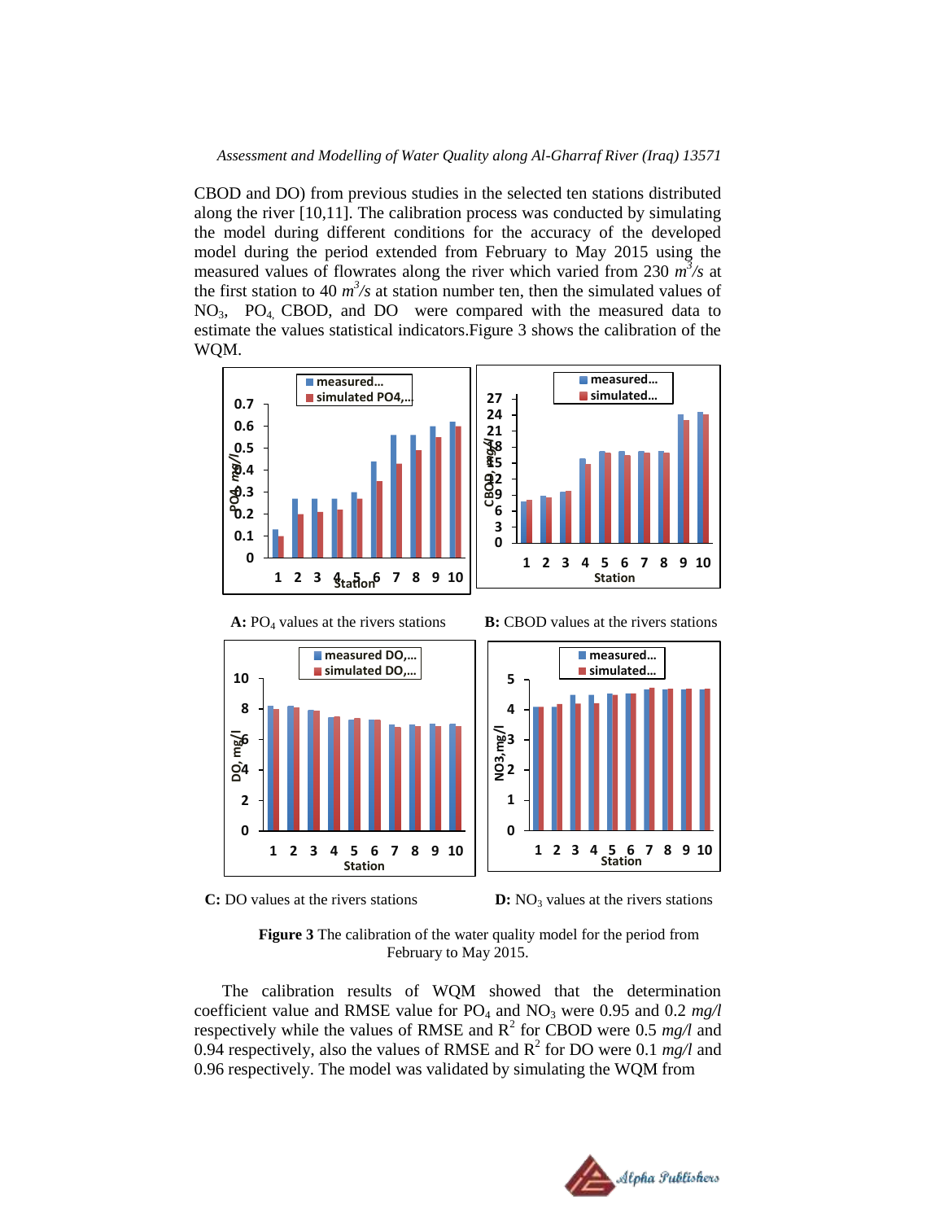CBOD and DO) from previous studies in the selected ten stations distributed along the river [10,11]. The calibration process was conducted by simulating the model during different conditions for the accuracy of the developed model during the period extended from February to May 2015 using the measured values of flowrates along the river which varied from 230 $m^3/s$ at the first station to 40 $m^3/s$ at station number ten, then the simulated values of $NO_3$, $PO_4$, CBOD, and DO were compared with the measured data to estimate the values statistical indicators.Figure 3 shows the calibration of the WQM.

**A:** $PO_4$ values at the rivers stations

**B:** CBOD values at the rivers stations

**C:** DO values at the rivers stations

**D:** $NO_3$ values at the rivers stations

**Figure 3** The calibration of the water quality model for the period from February to May 2015.

The calibration results of WQM showed that the determination coefficient value and RMSE value for $PO_4$ and $NO_3$ were 0.95 and 0.2 *mg/l* respectively while the values of RMSE and $R^2$ for CBOD were 0.5 *mg/l* and 0.94 respectively, also the values of RMSE and $R^2$ for DO were 0.1 *mg/l* and 0.96 respectively. The model was validated by simulating the WQM from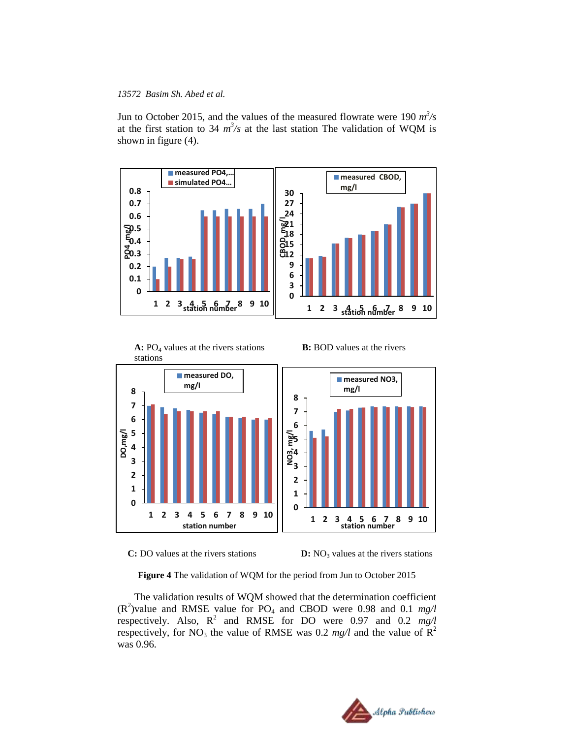Jun to October 2015, and the values of the measured flowrate were 190 $m^3/s$ at the first station to 34 $m^3/s$ at the last station The validation of WQM is shown in figure (4).

**A:** $PO_4$ values at the rivers stations stations

**B:** BOD values at the rivers

**C:** DO values at the rivers stations

**D:** $NO_3$ values at the rivers stations

**Figure 4** The validation of WQM for the period from Jun to October 2015

The validation results of WQM showed that the determination coefficient ($R^2$)value and RMSE value for $PO_4$ and CBOD were 0.98 and 0.1 *mg/l* respectively. Also, $R^2$ and RMSE for DO were 0.97 and 0.2 *mg/l* respectively, for $NO_3$ the value of RMSE was 0.2 *mg/l* and the value of $R^2$ was 0.96.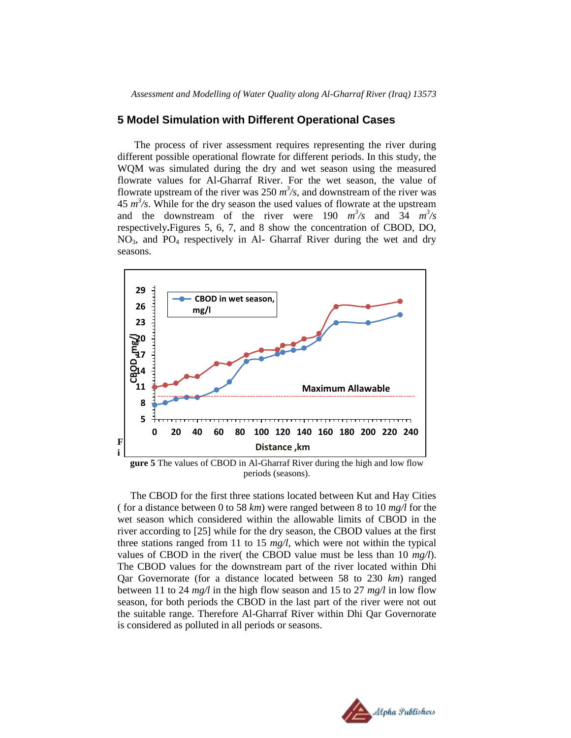## 5 Model Simulation with Different Operational Cases

The process of river assessment requires representing the river during different possible operational flowrate for different periods. In this study, the WQM was simulated during the dry and wet season using the measured flowrate values for Al-Gharraf River. For the wet season, the value of flowrate upstream of the river was 250 $m^3/s$, and downstream of the river was 45 $m^3/s$. While for the dry season the used values of flowrate at the upstream and the downstream of the river were 190 $m^3/s$ and 34 $m^3/s$ respectively**.**Figures 5, 6, 7, and 8 show the concentration of CBOD, DO, $NO_3$, and $PO_4$ respectively in Al- Gharraf River during the wet and dry seasons.

**Figure 5** The values of CBOD in Al-Gharraf River during the high and low flow periods (seasons).

The CBOD for the first three stations located between Kut and Hay Cities ( for a distance between 0 to 58 *km*) were ranged between 8 to 10 *mg/l* for the wet season which considered within the allowable limits of CBOD in the river according to [25] while for the dry season, the CBOD values at the first three stations ranged from 11 to 15 *mg/l*, which were not within the typical values of CBOD in the river( the CBOD value must be less than 10 *mg/l*). The CBOD values for the downstream part of the river located within Dhi Qar Governorate (for a distance located between 58 to 230 *km*) ranged between 11 to 24 *mg/l* in the high flow season and 15 to 27 *mg/l* in low flow season, for both periods the CBOD in the last part of the river were not out the suitable range. Therefore Al-Gharraf River within Dhi Qar Governorate is considered as polluted in all periods or seasons.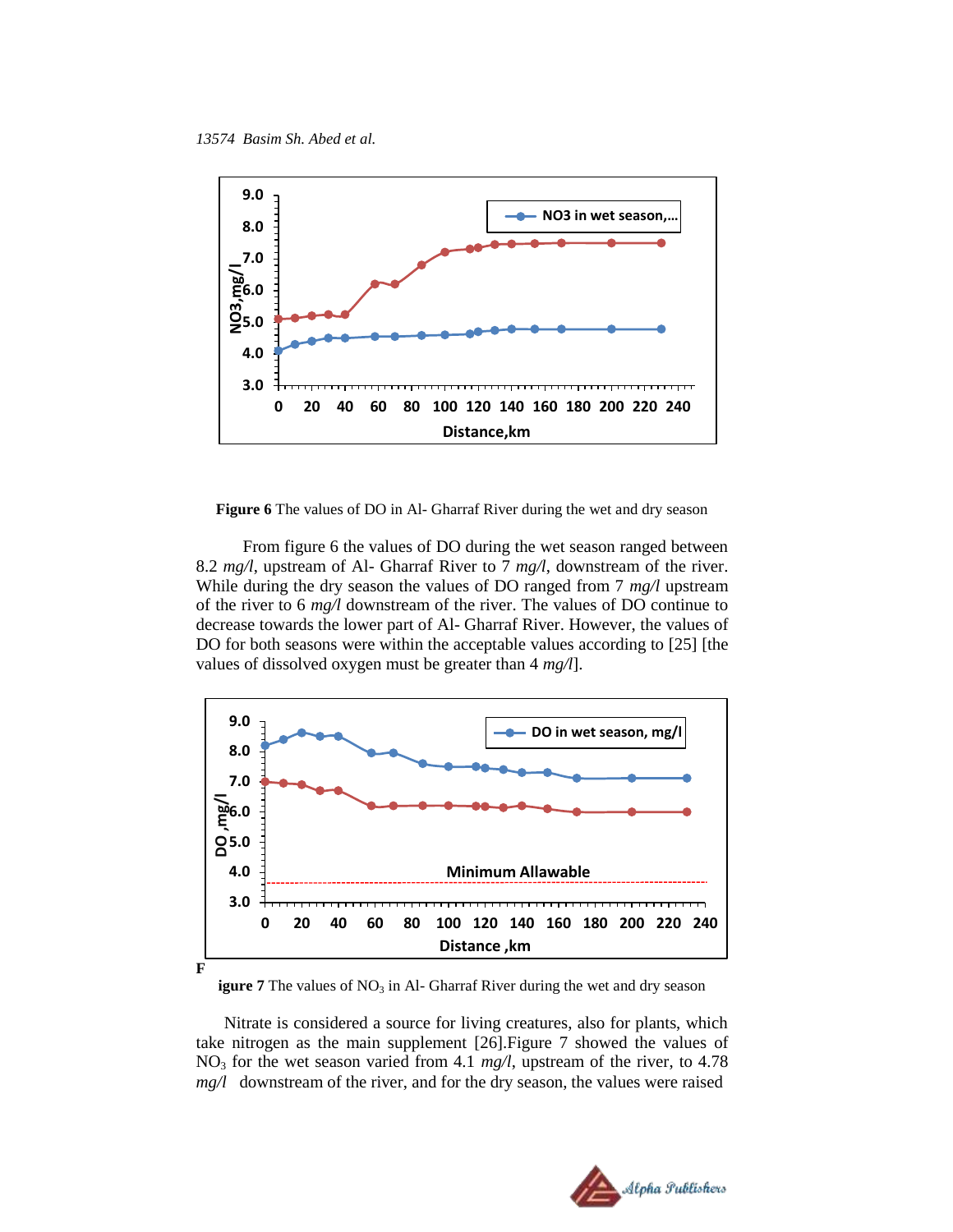**Figure 6** The values of DO in Al- Gharraf River during the wet and dry season

From figure 6 the values of DO during the wet season ranged between 8.2 *mg/l*, upstream of Al- Gharraf River to 7 *mg/l*, downstream of the river. While during the dry season the values of DO ranged from 7 *mg/l* upstream of the river to 6 *mg/l* downstream of the river. The values of DO continue to decrease towards the lower part of Al- Gharraf River. However, the values of DO for both seasons were within the acceptable values according to [25] [the values of dissolved oxygen must be greater than 4 *mg/l*].

**Figure 7** The values of $NO_3$ in Al- Gharraf River during the wet and dry season

Nitrate is considered a source for living creatures, also for plants, which take nitrogen as the main supplement [26].Figure 7 showed the values of $NO_3$ for the wet season varied from 4.1 *mg/l*, upstream of the river, to 4.78 *mg/l* downstream of the river, and for the dry season, the values were raised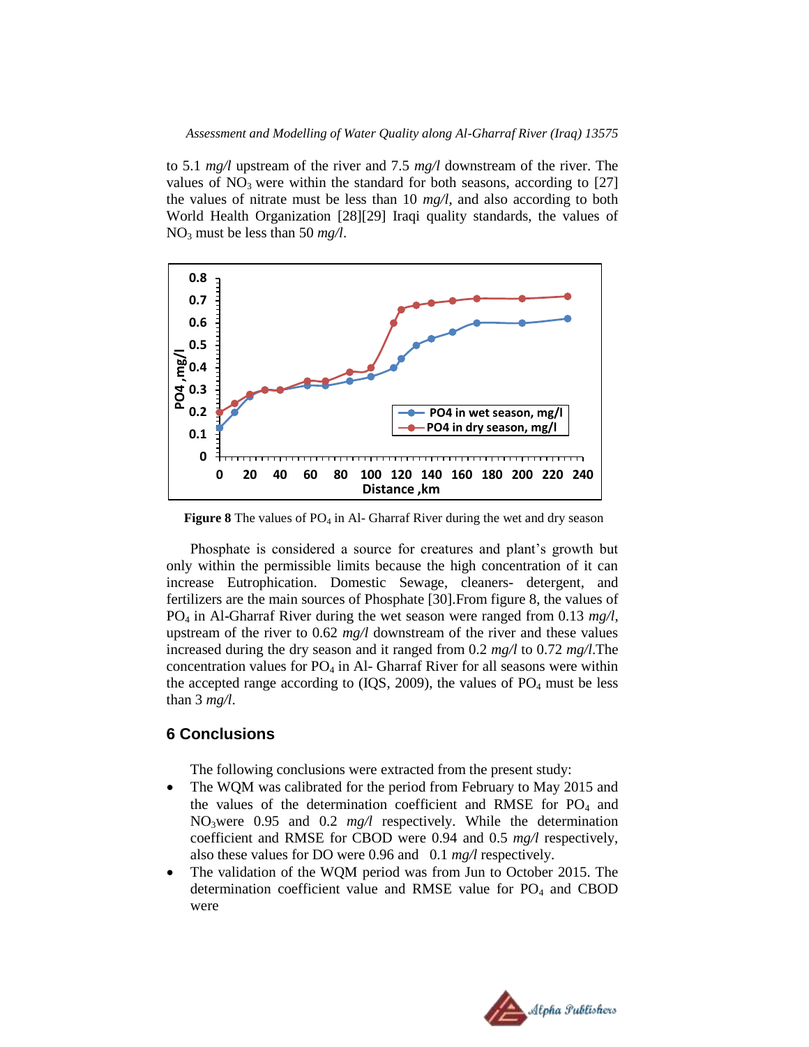to 5.1 *mg/l* upstream of the river and 7.5 *mg/l* downstream of the river. The values of $NO_3$ were within the standard for both seasons, according to [27] the values of nitrate must be less than 10 *mg/l*, and also according to both World Health Organization [28][29] Iraqi quality standards, the values of $NO_3$ must be less than 50 *mg/l*.

**Figure 8** The values of $PO_4$ in Al- Gharraf River during the wet and dry season

Phosphate is considered a source for creatures and plant's growth but only within the permissible limits because the high concentration of it can increase Eutrophication. Domestic Sewage, cleaners- detergent, and fertilizers are the main sources of Phosphate [30].From figure 8, the values of $PO_4$ in Al-Gharraf River during the wet season were ranged from 0.13 *mg/l*, upstream of the river to 0.62 *mg/l* downstream of the river and these values increased during the dry season and it ranged from 0.2 *mg/l* to 0.72 *mg/l*.The concentration values for $PO_4$ in Al- Gharraf River for all seasons were within the accepted range according to (IQS, 2009), the values of $PO_4$ must be less than 3 *mg/l*.

## 6 Conclusions

The following conclusions were extracted from the present study:

- The WQM was calibrated for the period from February to May 2015 and the values of the determination coefficient and RMSE for $PO_4$ and $NO_3$were 0.95 and 0.2 *mg/l* respectively. While the determination coefficient and RMSE for CBOD were 0.94 and 0.5 *mg/l* respectively, also these values for DO were 0.96 and 0.1 *mg/l* respectively.
- The validation of the WQM period was from Jun to October 2015. The determination coefficient value and RMSE value for $PO_4$ and CBOD were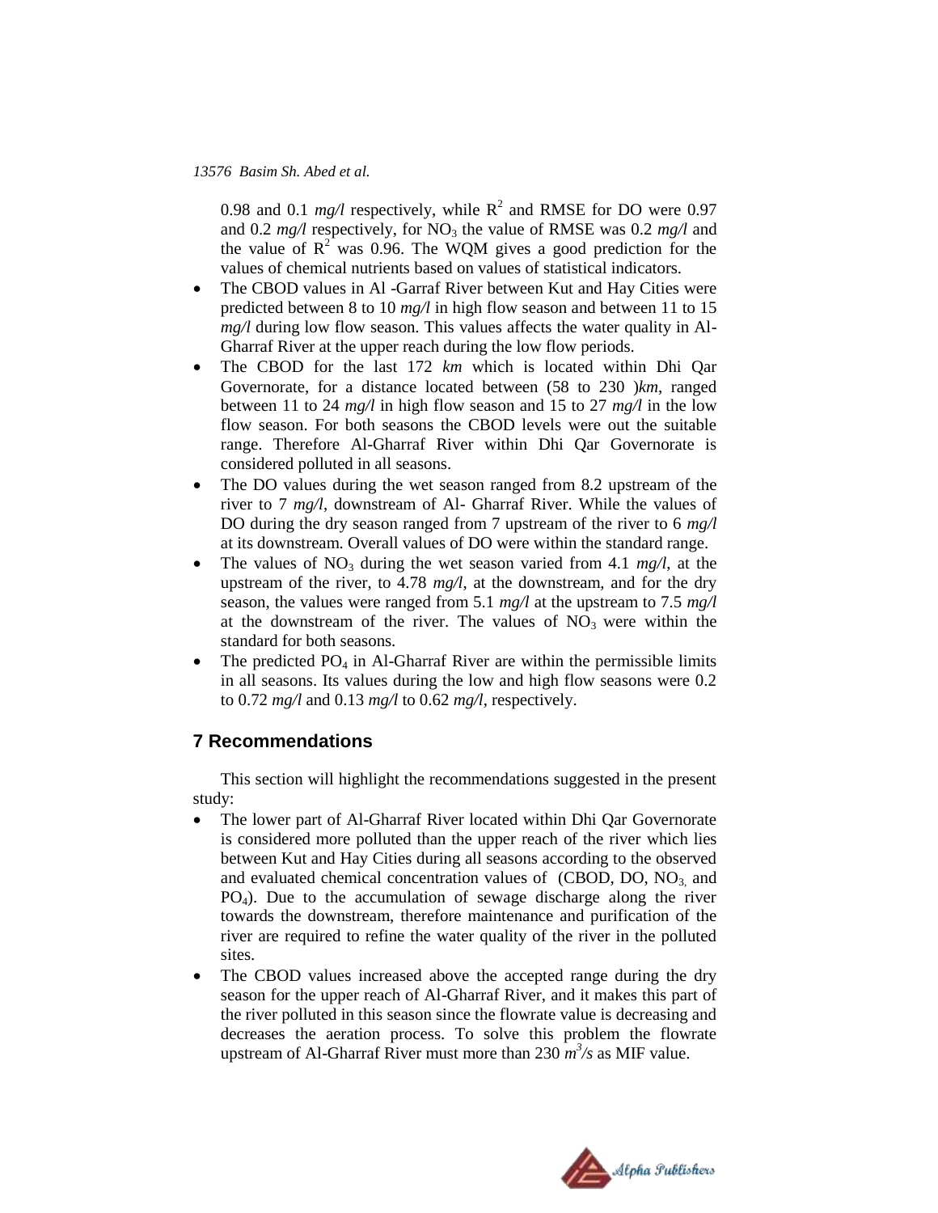0.98 and 0.1 *mg/l* respectively, while $R^2$ and RMSE for DO were 0.97 and 0.2 *mg/l* respectively, for $NO_3$ the value of RMSE was 0.2 *mg/l* and the value of $R^2$ was 0.96. The WQM gives a good prediction for the values of chemical nutrients based on values of statistical indicators.

- The CBOD values in Al -Garraf River between Kut and Hay Cities were predicted between 8 to 10 *mg/l* in high flow season and between 11 to 15 *mg/l* during low flow season. This values affects the water quality in Al-Gharraf River at the upper reach during the low flow periods.
- The CBOD for the last 172 *km* which is located within Dhi Qar Governorate, for a distance located between (58 to 230 )*km*, ranged between 11 to 24 *mg/l* in high flow season and 15 to 27 *mg/l* in the low flow season. For both seasons the CBOD levels were out the suitable range. Therefore Al-Gharraf River within Dhi Qar Governorate is considered polluted in all seasons.
- The DO values during the wet season ranged from 8.2 upstream of the river to 7 *mg/l*, downstream of Al- Gharraf River. While the values of DO during the dry season ranged from 7 upstream of the river to 6 *mg/l* at its downstream. Overall values of DO were within the standard range.
- The values of $NO_3$ during the wet season varied from 4.1 *mg/l*, at the upstream of the river, to 4.78 *mg/l*, at the downstream, and for the dry season, the values were ranged from 5.1 *mg/l* at the upstream to 7.5 *mg/l* at the downstream of the river. The values of $NO_3$ were within the standard for both seasons.
- The predicted $PO_4$ in Al-Gharraf River are within the permissible limits in all seasons. Its values during the low and high flow seasons were 0.2 to 0.72 *mg/l* and 0.13 *mg/l* to 0.62 *mg/l*, respectively.

## 7 Recommendations

This section will highlight the recommendations suggested in the present study:

- The lower part of Al-Gharraf River located within Dhi Qar Governorate is considered more polluted than the upper reach of the river which lies between Kut and Hay Cities during all seasons according to the observed and evaluated chemical concentration values of (CBOD, DO, $NO_3$, and $PO_4$). Due to the accumulation of sewage discharge along the river towards the downstream, therefore maintenance and purification of the river are required to refine the water quality of the river in the polluted sites.
- The CBOD values increased above the accepted range during the dry season for the upper reach of Al-Gharraf River, and it makes this part of the river polluted in this season since the flowrate value is decreasing and decreases the aeration process. To solve this problem the flowrate upstream of Al-Gharraf River must more than 230 $m^3/s$ as MIF value.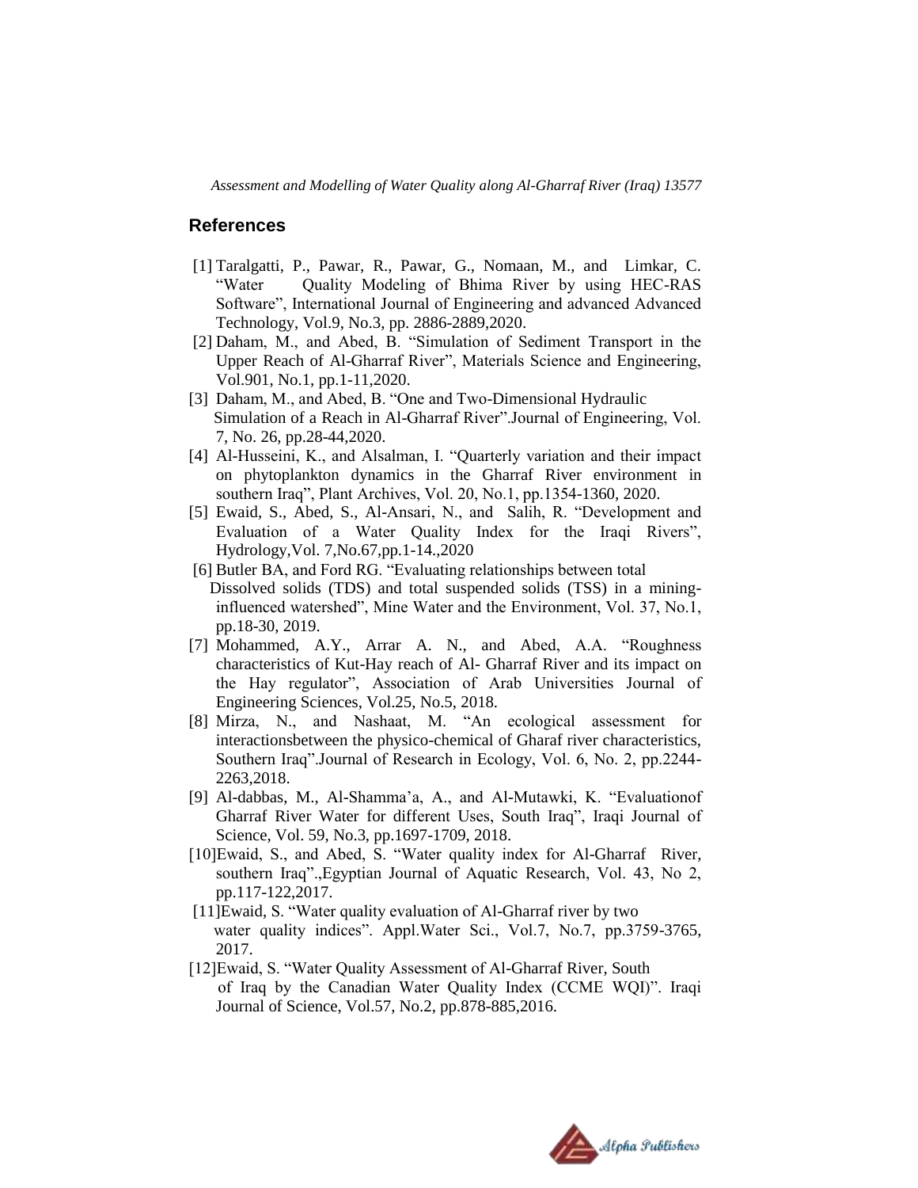## References

[1] Taralgatti, P., Pawar, R., Pawar, G., Nomaan, M., and Limkar, C. "Water Quality Modeling of Bhima River by using HEC-RAS Software", International Journal of Engineering and advanced Advanced Technology, Vol.9, No.3, pp. 2886-2889,2020.

[2] Daham, M., and Abed, B. "Simulation of Sediment Transport in the Upper Reach of Al-Gharraf River", Materials Science and Engineering, Vol.901, No.1, pp.1-11,2020.

[3] Daham, M., and Abed, B. "One and Two-Dimensional Hydraulic Simulation of a Reach in Al-Gharraf River".Journal of Engineering, Vol. 7, No. 26, pp.28-44,2020.

[4] Al-Husseini, K., and Alsalman, I. "Quarterly variation and their impact on phytoplankton dynamics in the Gharraf River environment in southern Iraq", Plant Archives, Vol. 20, No.1, pp.1354-1360, 2020.

[5] Ewaid, S., Abed, S., Al-Ansari, N., and Salih, R. "Development and Evaluation of a Water Quality Index for the Iraqi Rivers", Hydrology,Vol. 7,No.67,pp.1-14.,2020

[6] Butler BA, and Ford RG. "Evaluating relationships between total Dissolved solids (TDS) and total suspended solids (TSS) in a mining-influenced watershed", Mine Water and the Environment, Vol. 37, No.1, pp.18-30, 2019.

[7] Mohammed, A.Y., Arrar A. N., and Abed, A.A. "Roughness characteristics of Kut-Hay reach of Al- Gharraf River and its impact on the Hay regulator", Association of Arab Universities Journal of Engineering Sciences, Vol.25, No.5, 2018.

[8] Mirza, N., and Nashaat, M. "An ecological assessment for interactionsbetween the physico-chemical of Gharaf river characteristics, Southern Iraq".Journal of Research in Ecology, Vol. 6, No. 2, pp.2244-2263,2018.

[9] Al-dabbas, M., Al-Shamma'a, A., and Al-Mutawki, K. "Evaluationof Gharraf River Water for different Uses, South Iraq", Iraqi Journal of Science, Vol. 59, No.3, pp.1697-1709, 2018.

[10]Ewaid, S., and Abed, S. "Water quality index for Al-Gharraf River, southern Iraq".,Egyptian Journal of Aquatic Research, Vol. 43, No 2, pp.117-122,2017.

[11]Ewaid, S. "Water quality evaluation of Al-Gharraf river by two water quality indices". Appl.Water Sci., Vol.7, No.7, pp.3759-3765, 2017.

[12]Ewaid, S. "Water Quality Assessment of Al-Gharraf River, South of Iraq by the Canadian Water Quality Index (CCME WQI)". Iraqi Journal of Science, Vol.57, No.2, pp.878-885,2016.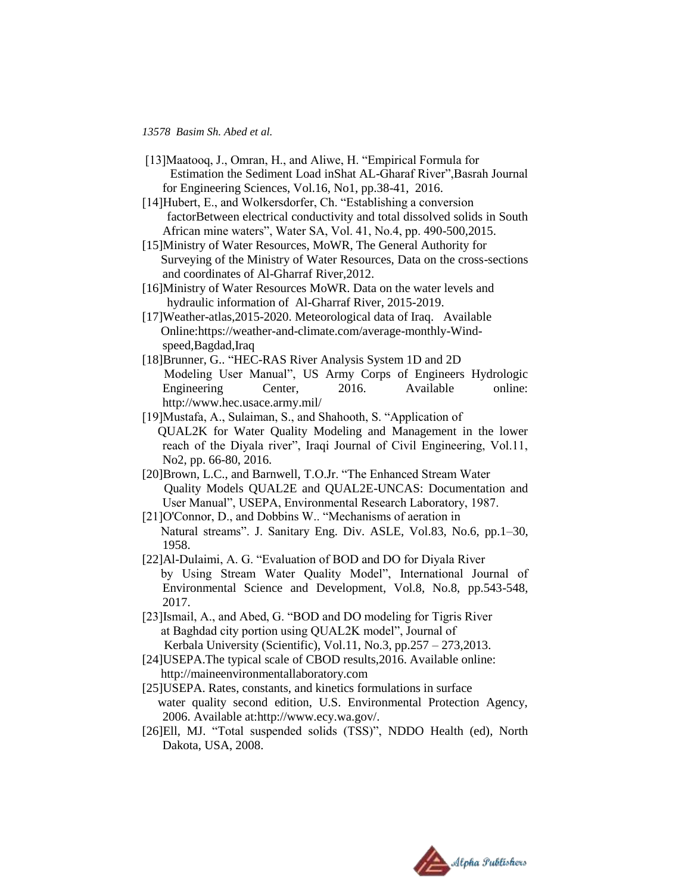[13]Maatooq, J., Omran, H., and Aliwe, H. "Empirical Formula for Estimation the Sediment Load inShat AL-Gharaf River",Basrah Journal for Engineering Sciences, Vol.16, No1, pp.38-41, 2016.

[14]Hubert, E., and Wolkersdorfer, Ch. "Establishing a conversion factorBetween electrical conductivity and total dissolved solids in South African mine waters", Water SA, Vol. 41, No.4, pp. 490-500,2015.

[15]Ministry of Water Resources, MoWR, The General Authority for Surveying of the Ministry of Water Resources, Data on the cross-sections and coordinates of Al-Gharraf River,2012.

[16]Ministry of Water Resources MoWR. Data on the water levels and hydraulic information of Al-Gharraf River, 2015-2019.

[17]Weather-atlas,2015-2020. Meteorological data of Iraq. Available Online:https://weather-and-climate.com/average-monthly-Wind-speed,Bagdad,Iraq

[18]Brunner, G.. "HEC-RAS River Analysis System 1D and 2D Modeling User Manual", US Army Corps of Engineers Hydrologic Engineering Center, 2016. Available online: http://www.hec.usace.army.mil/

[19]Mustafa, A., Sulaiman, S., and Shahooth, S. "Application of QUAL2K for Water Quality Modeling and Management in the lower reach of the Diyala river", Iraqi Journal of Civil Engineering, Vol.11, No2, pp. 66-80, 2016.

[20]Brown, L.C., and Barnwell, T.O.Jr. "The Enhanced Stream Water Quality Models QUAL2E and QUAL2E-UNCAS: Documentation and User Manual", USEPA, Environmental Research Laboratory, 1987.

[21]O'Connor, D., and Dobbins W.. "Mechanisms of aeration in Natural streams". J. Sanitary Eng. Div. ASLE, Vol.83, No.6, pp.1–30, 1958.

[22]Al-Dulaimi, A. G. "Evaluation of BOD and DO for Diyala River by Using Stream Water Quality Model", International Journal of Environmental Science and Development, Vol.8, No.8, pp.543-548, 2017.

[23]Ismail, A., and Abed, G. "BOD and DO modeling for Tigris River at Baghdad city portion using QUAL2K model", Journal of Kerbala University (Scientific), Vol.11, No.3, pp.257 – 273,2013.

[24]USEPA.The typical scale of CBOD results,2016. Available online: http://maineenvironmentallaboratory.com

[25]USEPA. Rates, constants, and kinetics formulations in surface water quality second edition, U.S. Environmental Protection Agency, 2006. Available at:http://www.ecy.wa.gov/.

[26]Ell, MJ. "Total suspended solids (TSS)", NDDO Health (ed), North Dakota, USA, 2008.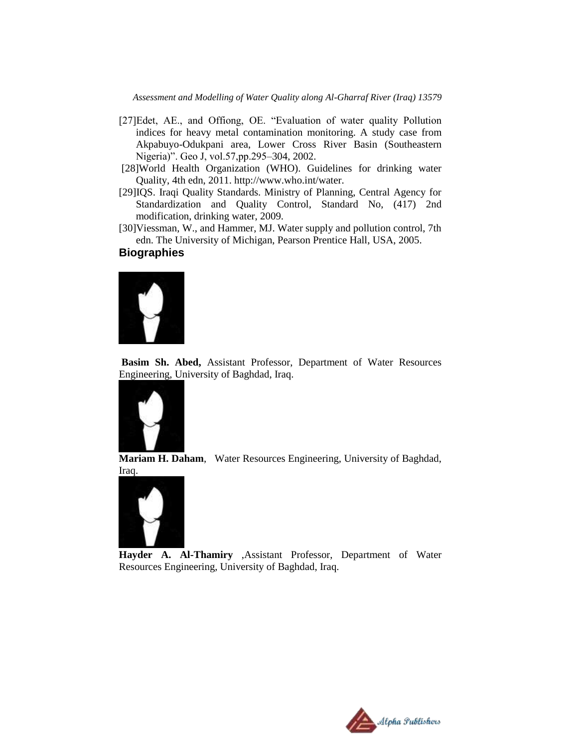[27]Edet, AE., and Offiong, OE. "Evaluation of water quality Pollution indices for heavy metal contamination monitoring. A study case from Akpabuyo-Odukpani area, Lower Cross River Basin (Southeastern Nigeria)". Geo J, vol.57,pp.295–304, 2002.

[28]World Health Organization (WHO). Guidelines for drinking water Quality, 4th edn, 2011. http://www.who.int/water.

[29]IQS. Iraqi Quality Standards. Ministry of Planning, Central Agency for Standardization and Quality Control, Standard No, (417) 2nd modification, drinking water, 2009.

[30]Viessman, W., and Hammer, MJ. Water supply and pollution control, 7th edn. The University of Michigan, Pearson Prentice Hall, USA, 2005.

## Biographies

**Basim Sh. Abed,** Assistant Professor, Department of Water Resources Engineering, University of Baghdad, Iraq.

**Mariam H. Daham**, Water Resources Engineering, University of Baghdad, Iraq.

**Hayder A. Al-Thamiry** ,Assistant Professor, Department of Water Resources Engineering, University of Baghdad, Iraq.